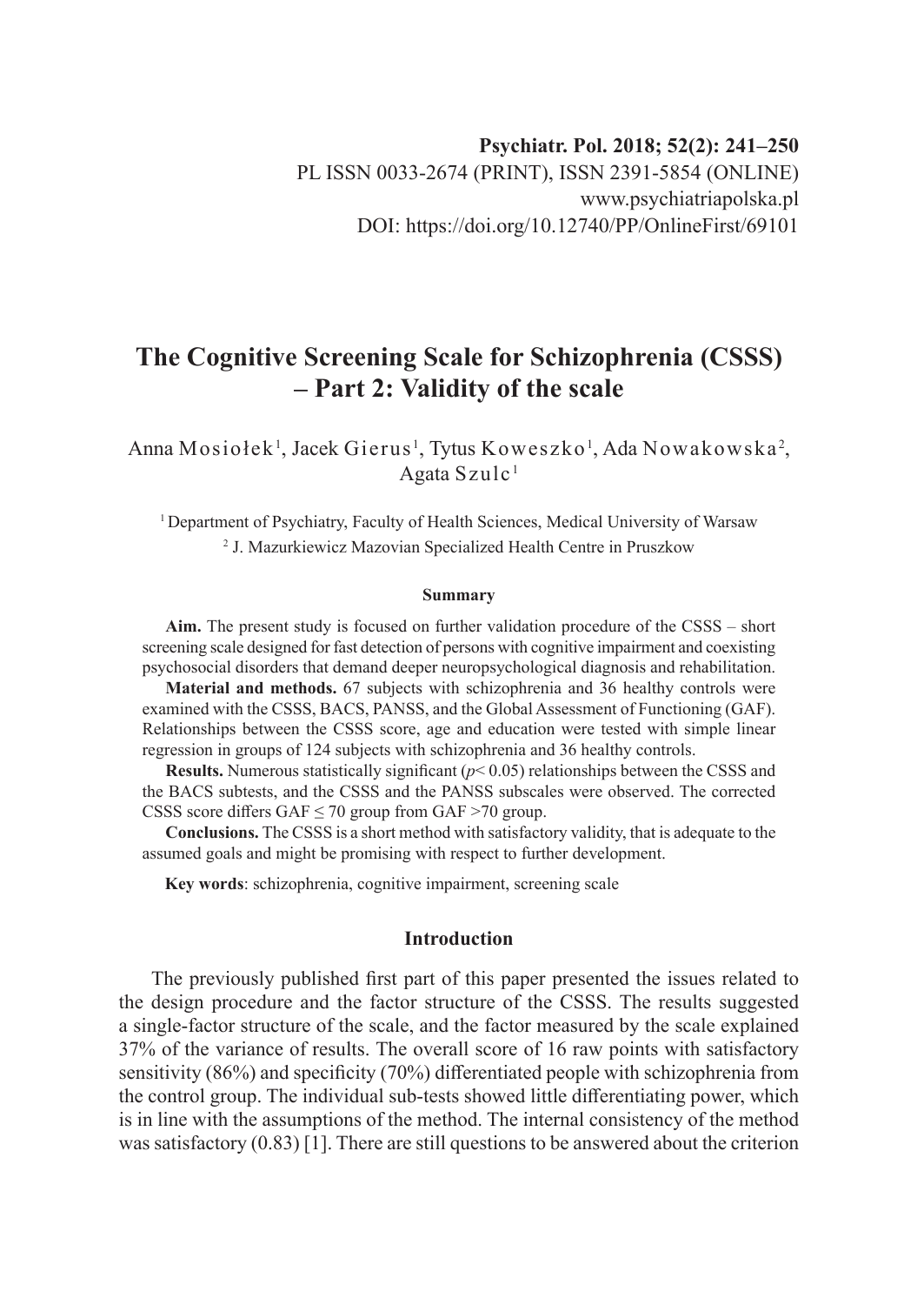Psychiatr. Pol. 2018; 52(2): 241–250
PL ISSN 0033-2674 (PRINT), ISSN 2391-5854 (ONLINE)
www.psychiatriapolska.pl
DOI: https://doi.org/10.12740/PP/OnlineFirst/69101

# The Cognitive Screening Scale for Schizophrenia (CSSS) – Part 2: Validity of the scale

Anna Mosiołek[1], Jacek Gierus[1], Tytus Koweszko[1], Ada Nowakowska[2], Agata Szulc[1]

[1] Department of Psychiatry, Faculty of Health Sciences, Medical University of Warsaw

[2] J. Mazurkiewicz Mazovian Specialized Health Centre in Pruszkow

#### Summary

**Aim.** The present study is focused on further validation procedure of the CSSS – short screening scale designed for fast detection of persons with cognitive impairment and coexisting psychosocial disorders that demand deeper neuropsychological diagnosis and rehabilitation.

**Material and methods.** 67 subjects with schizophrenia and 36 healthy controls were examined with the CSSS, BACS, PANSS, and the Global Assessment of Functioning (GAF). Relationships between the CSSS score, age and education were tested with simple linear regression in groups of 124 subjects with schizophrenia and 36 healthy controls.

**Results.** Numerous statistically significant ($p < 0.05$) relationships between the CSSS and the BACS subtests, and the CSSS and the PANSS subscales were observed. The corrected CSSS score differs GAF ≤ 70 group from GAF >70 group.

**Conclusions.** The CSSS is a short method with satisfactory validity, that is adequate to the assumed goals and might be promising with respect to further development.

**Key words**: schizophrenia, cognitive impairment, screening scale

## Introduction

The previously published first part of this paper presented the issues related to the design procedure and the factor structure of the CSSS. The results suggested a single-factor structure of the scale, and the factor measured by the scale explained 37% of the variance of results. The overall score of 16 raw points with satisfactory sensitivity (86%) and specificity (70%) differentiated people with schizophrenia from the control group. The individual sub-tests showed little differentiating power, which is in line with the assumptions of the method. The internal consistency of the method was satisfactory (0.83) [1]. There are still questions to be answered about the criterion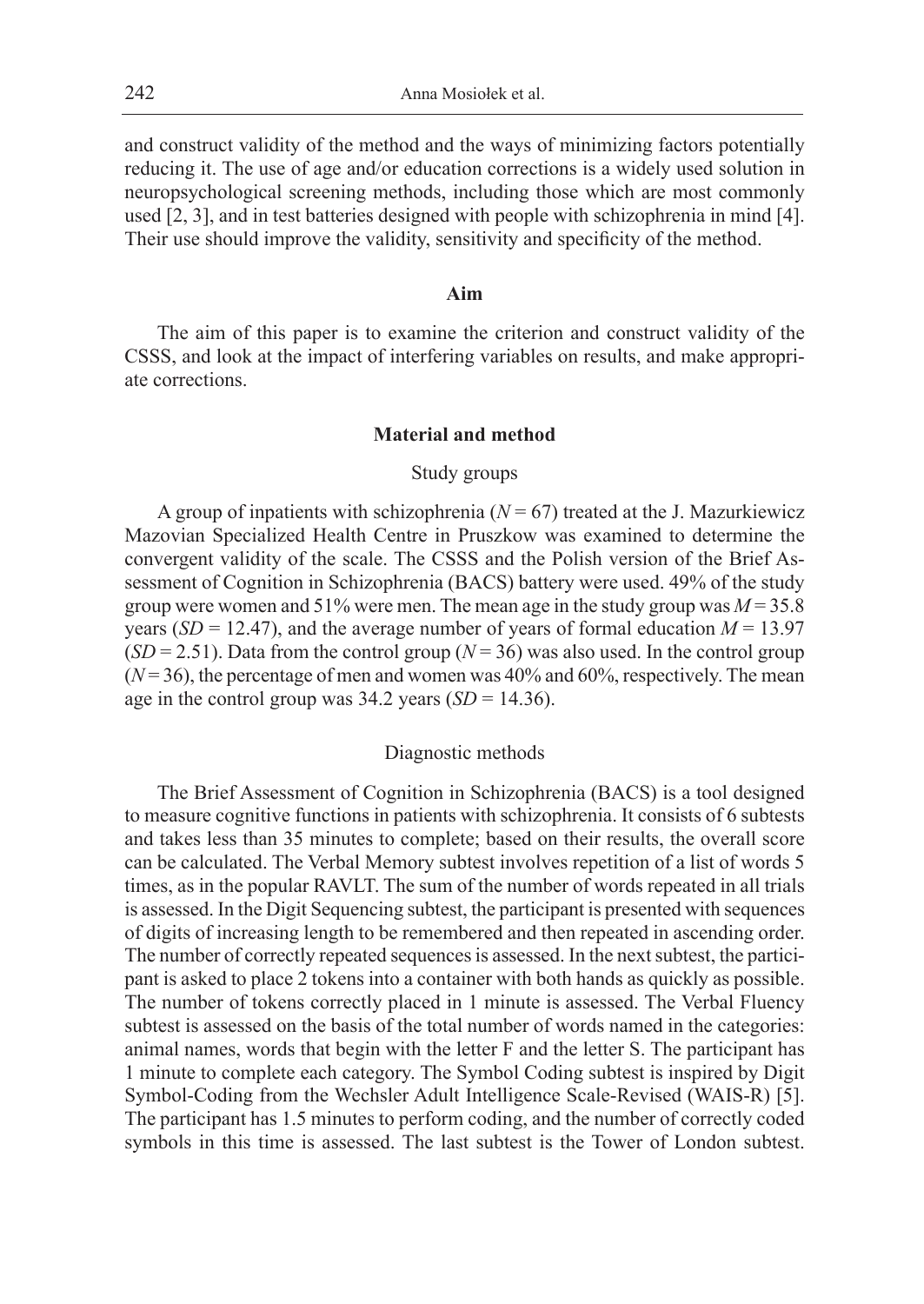and construct validity of the method and the ways of minimizing factors potentially reducing it. The use of age and/or education corrections is a widely used solution in neuropsychological screening methods, including those which are most commonly used [2, 3], and in test batteries designed with people with schizophrenia in mind [4]. Their use should improve the validity, sensitivity and specificity of the method.

## Aim

The aim of this paper is to examine the criterion and construct validity of the CSSS, and look at the impact of interfering variables on results, and make appropriate corrections.

## Material and method

### Study groups

A group of inpatients with schizophrenia ($N = 67$) treated at the J. Mazurkiewicz Mazovian Specialized Health Centre in Pruszkow was examined to determine the convergent validity of the scale. The CSSS and the Polish version of the Brief Assessment of Cognition in Schizophrenia (BACS) battery were used. 49% of the study group were women and 51% were men. The mean age in the study group was $M = 35.8$ years ($SD = 12.47$), and the average number of years of formal education $M = 13.97$ ($SD = 2.51$). Data from the control group ($N = 36$) was also used. In the control group ($N = 36$), the percentage of men and women was 40% and 60%, respectively. The mean age in the control group was 34.2 years ($SD = 14.36$).

### Diagnostic methods

The Brief Assessment of Cognition in Schizophrenia (BACS) is a tool designed to measure cognitive functions in patients with schizophrenia. It consists of 6 subtests and takes less than 35 minutes to complete; based on their results, the overall score can be calculated. The Verbal Memory subtest involves repetition of a list of words 5 times, as in the popular RAVLT. The sum of the number of words repeated in all trials is assessed. In the Digit Sequencing subtest, the participant is presented with sequences of digits of increasing length to be remembered and then repeated in ascending order. The number of correctly repeated sequences is assessed. In the next subtest, the participant is asked to place 2 tokens into a container with both hands as quickly as possible. The number of tokens correctly placed in 1 minute is assessed. The Verbal Fluency subtest is assessed on the basis of the total number of words named in the categories: animal names, words that begin with the letter F and the letter S. The participant has 1 minute to complete each category. The Symbol Coding subtest is inspired by Digit Symbol-Coding from the Wechsler Adult Intelligence Scale-Revised (WAIS-R) [5]. The participant has 1.5 minutes to perform coding, and the number of correctly coded symbols in this time is assessed. The last subtest is the Tower of London subtest.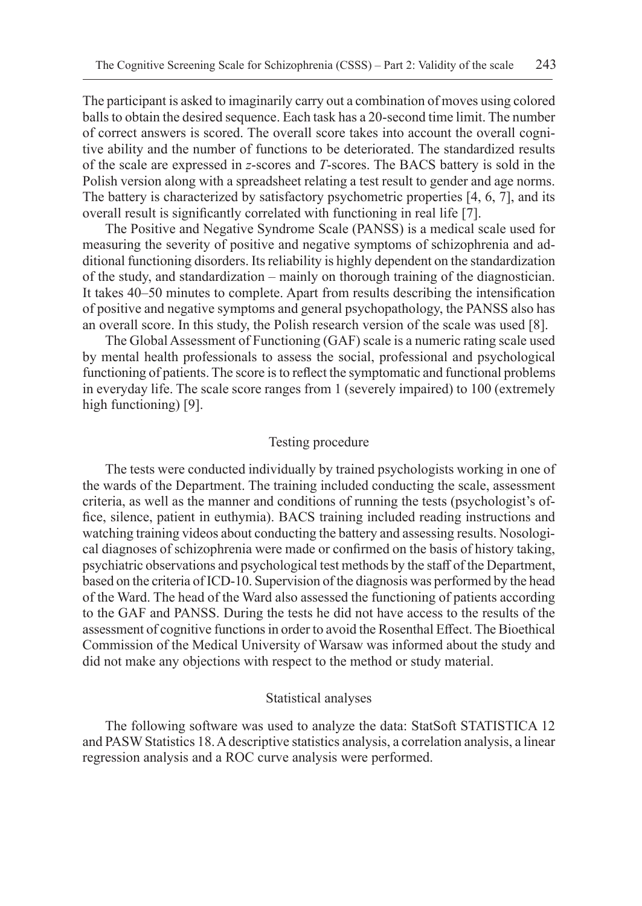The participant is asked to imaginarily carry out a combination of moves using colored balls to obtain the desired sequence. Each task has a 20-second time limit. The number of correct answers is scored. The overall score takes into account the overall cognitive ability and the number of functions to be deteriorated. The standardized results of the scale are expressed in *z*-scores and *T*-scores. The BACS battery is sold in the Polish version along with a spreadsheet relating a test result to gender and age norms. The battery is characterized by satisfactory psychometric properties [4, 6, 7], and its overall result is significantly correlated with functioning in real life [7].

The Positive and Negative Syndrome Scale (PANSS) is a medical scale used for measuring the severity of positive and negative symptoms of schizophrenia and additional functioning disorders. Its reliability is highly dependent on the standardization of the study, and standardization – mainly on thorough training of the diagnostician. It takes 40–50 minutes to complete. Apart from results describing the intensification of positive and negative symptoms and general psychopathology, the PANSS also has an overall score. In this study, the Polish research version of the scale was used [8].

The Global Assessment of Functioning (GAF) scale is a numeric rating scale used by mental health professionals to assess the social, professional and psychological functioning of patients. The score is to reflect the symptomatic and functional problems in everyday life. The scale score ranges from 1 (severely impaired) to 100 (extremely high functioning) [9].

### Testing procedure

The tests were conducted individually by trained psychologists working in one of the wards of the Department. The training included conducting the scale, assessment criteria, as well as the manner and conditions of running the tests (psychologist's office, silence, patient in euthymia). BACS training included reading instructions and watching training videos about conducting the battery and assessing results. Nosological diagnoses of schizophrenia were made or confirmed on the basis of history taking, psychiatric observations and psychological test methods by the staff of the Department, based on the criteria of ICD-10. Supervision of the diagnosis was performed by the head of the Ward. The head of the Ward also assessed the functioning of patients according to the GAF and PANSS. During the tests he did not have access to the results of the assessment of cognitive functions in order to avoid the Rosenthal Effect. The Bioethical Commission of the Medical University of Warsaw was informed about the study and did not make any objections with respect to the method or study material.

### Statistical analyses

The following software was used to analyze the data: StatSoft STATISTICA 12 and PASW Statistics 18. A descriptive statistics analysis, a correlation analysis, a linear regression analysis and a ROC curve analysis were performed.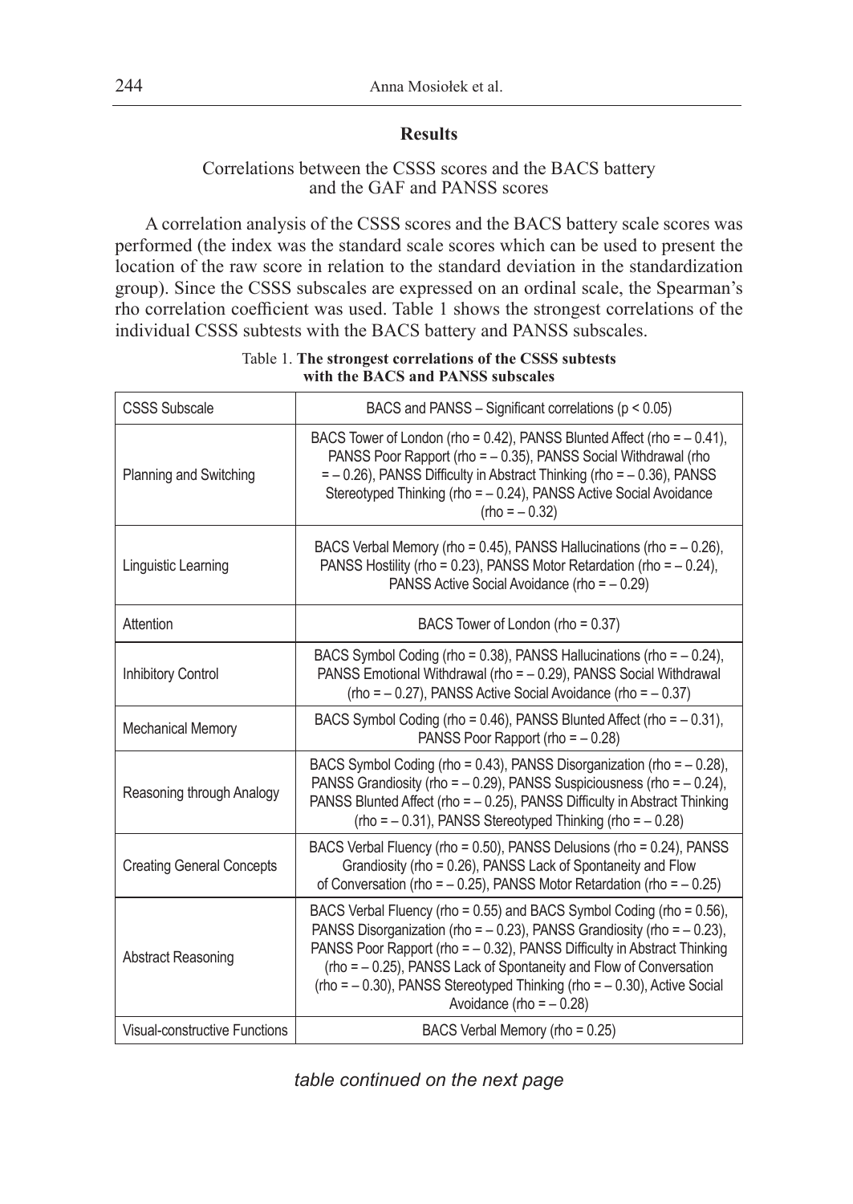## Results

### Correlations between the CSSS scores and the BACS battery and the GAF and PANSS scores

A correlation analysis of the CSSS scores and the BACS battery scale scores was performed (the index was the standard scale scores which can be used to present the location of the raw score in relation to the standard deviation in the standardization group). Since the CSSS subscales are expressed on an ordinal scale, the Spearman's rho correlation coefficient was used. Table 1 shows the strongest correlations of the individual CSSS subtests with the BACS battery and PANSS subscales.

Table 1. **The strongest correlations of the CSSS subtests with the BACS and PANSS subscales**

| CSSS Subscale | BACS and PANSS – Significant correlations ($p < 0.05$) |
|---|---|
| Planning and Switching | BACS Tower of London (rho = 0.42), PANSS Blunted Affect (rho = – 0.41), PANSS Poor Rapport (rho = – 0.35), PANSS Social Withdrawal (rho = – 0.26), PANSS Difficulty in Abstract Thinking (rho = – 0.36), PANSS Stereotyped Thinking (rho = – 0.24), PANSS Active Social Avoidance (rho = – 0.32) |
| Linguistic Learning | BACS Verbal Memory (rho = 0.45), PANSS Hallucinations (rho = – 0.26), PANSS Hostility (rho = 0.23), PANSS Motor Retardation (rho = – 0.24), PANSS Active Social Avoidance (rho = – 0.29) |
| Attention | BACS Tower of London (rho = 0.37) |
| Inhibitory Control | BACS Symbol Coding (rho = 0.38), PANSS Hallucinations (rho = – 0.24), PANSS Emotional Withdrawal (rho = – 0.29), PANSS Social Withdrawal (rho = – 0.27), PANSS Active Social Avoidance (rho = – 0.37) |
| Mechanical Memory | BACS Symbol Coding (rho = 0.46), PANSS Blunted Affect (rho = – 0.31), PANSS Poor Rapport (rho = – 0.28) |
| Reasoning through Analogy | BACS Symbol Coding (rho = 0.43), PANSS Disorganization (rho = – 0.28), PANSS Grandiosity (rho = – 0.29), PANSS Suspiciousness (rho = – 0.24), PANSS Blunted Affect (rho = – 0.25), PANSS Difficulty in Abstract Thinking (rho = – 0.31), PANSS Stereotyped Thinking (rho = – 0.28) |
| Creating General Concepts | BACS Verbal Fluency (rho = 0.50), PANSS Delusions (rho = 0.24), PANSS Grandiosity (rho = 0.26), PANSS Lack of Spontaneity and Flow of Conversation (rho = – 0.25), PANSS Motor Retardation (rho = – 0.25) |
| Abstract Reasoning | BACS Verbal Fluency (rho = 0.55) and BACS Symbol Coding (rho = 0.56), PANSS Disorganization (rho = – 0.23), PANSS Grandiosity (rho = – 0.23), PANSS Poor Rapport (rho = – 0.32), PANSS Difficulty in Abstract Thinking (rho = – 0.25), PANSS Lack of Spontaneity and Flow of Conversation (rho = – 0.30), PANSS Stereotyped Thinking (rho = – 0.30), Active Social Avoidance (rho = – 0.28) |
| Visual-constructive Functions | BACS Verbal Memory (rho = 0.25) |

*table continued on the next page*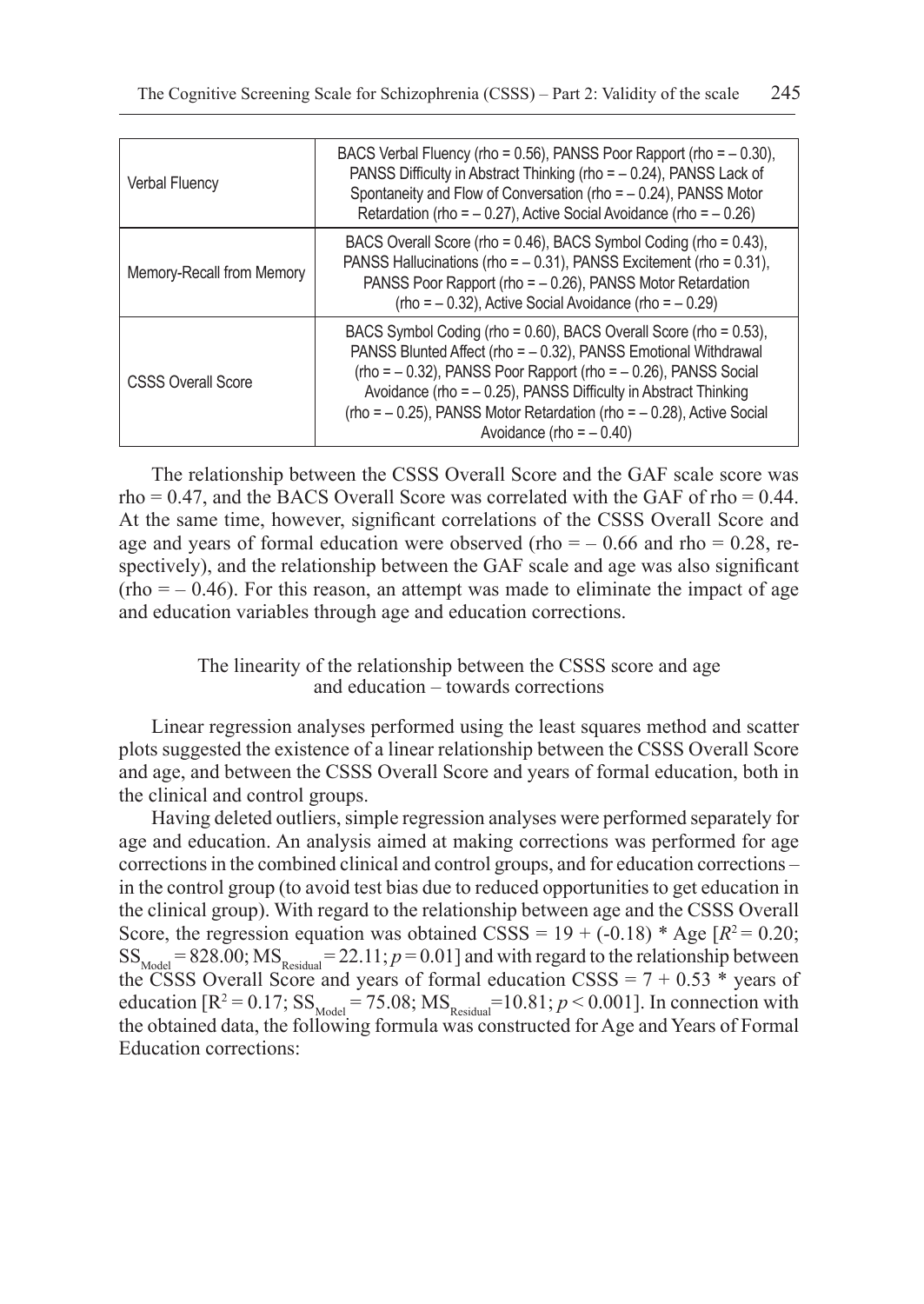| | |
|---|---|
| Verbal Fluency | BACS Verbal Fluency (rho = 0.56), PANSS Poor Rapport (rho = – 0.30), PANSS Difficulty in Abstract Thinking (rho = – 0.24), PANSS Lack of Spontaneity and Flow of Conversation (rho = – 0.24), PANSS Motor Retardation (rho = – 0.27), Active Social Avoidance (rho = – 0.26) |
| Memory-Recall from Memory | BACS Overall Score (rho = 0.46), BACS Symbol Coding (rho = 0.43), PANSS Hallucinations (rho = – 0.31), PANSS Excitement (rho = 0.31), PANSS Poor Rapport (rho = – 0.26), PANSS Motor Retardation (rho = – 0.32), Active Social Avoidance (rho = – 0.29) |
| CSSS Overall Score | BACS Symbol Coding (rho = 0.60), BACS Overall Score (rho = 0.53), PANSS Blunted Affect (rho = – 0.32), PANSS Emotional Withdrawal (rho = – 0.32), PANSS Poor Rapport (rho = – 0.26), PANSS Social Avoidance (rho = – 0.25), PANSS Difficulty in Abstract Thinking (rho = – 0.25), PANSS Motor Retardation (rho = – 0.28), Active Social Avoidance (rho = – 0.40) |

The relationship between the CSSS Overall Score and the GAF scale score was rho = 0.47, and the BACS Overall Score was correlated with the GAF of rho = 0.44. At the same time, however, significant correlations of the CSSS Overall Score and age and years of formal education were observed (rho = – 0.66 and rho = 0.28, respectively), and the relationship between the GAF scale and age was also significant (rho = – 0.46). For this reason, an attempt was made to eliminate the impact of age and education variables through age and education corrections.

### The linearity of the relationship between the CSSS score and age and education – towards corrections

Linear regression analyses performed using the least squares method and scatter plots suggested the existence of a linear relationship between the CSSS Overall Score and age, and between the CSSS Overall Score and years of formal education, both in the clinical and control groups.

Having deleted outliers, simple regression analyses were performed separately for age and education. An analysis aimed at making corrections was performed for age corrections in the combined clinical and control groups, and for education corrections – in the control group (to avoid test bias due to reduced opportunities to get education in the clinical group). With regard to the relationship between age and the CSSS Overall Score, the regression equation was obtained CSSS = 19 + (-0.18) * Age [$R^2 = 0.20$; $SS_{Model} = 828.00$; $MS_{Residual} = 22.11$; $p = 0.01$] and with regard to the relationship between the CSSS Overall Score and years of formal education CSSS = 7 + 0.53 * years of education [$R^2 = 0.17$; $SS_{Model} = 75.08$; $MS_{Residual} = 10.81$; $p < 0.001$]. In connection with the obtained data, the following formula was constructed for Age and Years of Formal Education corrections: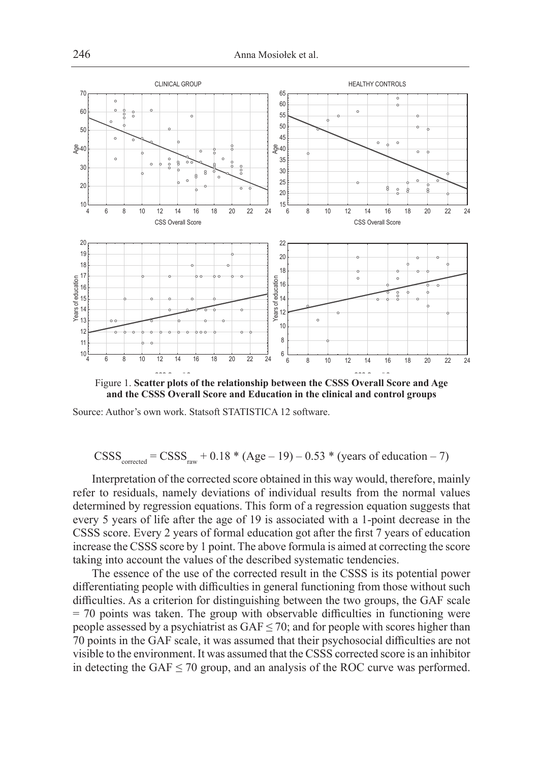Figure 1. **Scatter plots of the relationship between the CSSS Overall Score and Age and the CSSS Overall Score and Education in the clinical and control groups**

Source: Author's own work. Statsoft STATISTICA 12 software.

$$\text{CSSS}_{\text{corrected}} = \text{CSSS}_{\text{raw}} + 0.18 * (\text{Age} - 19) - 0.53 * (\text{years of education} - 7)$$

Interpretation of the corrected score obtained in this way would, therefore, mainly refer to residuals, namely deviations of individual results from the normal values determined by regression equations. This form of a regression equation suggests that every 5 years of life after the age of 19 is associated with a 1-point decrease in the CSSS score. Every 2 years of formal education got after the first 7 years of education increase the CSSS score by 1 point. The above formula is aimed at correcting the score taking into account the values of the described systematic tendencies.

The essence of the use of the corrected result in the CSSS is its potential power differentiating people with difficulties in general functioning from those without such difficulties. As a criterion for distinguishing between the two groups, the GAF scale = 70 points was taken. The group with observable difficulties in functioning were people assessed by a psychiatrist as GAF ≤ 70; and for people with scores higher than 70 points in the GAF scale, it was assumed that their psychosocial difficulties are not visible to the environment. It was assumed that the CSSS corrected score is an inhibitor in detecting the GAF ≤ 70 group, and an analysis of the ROC curve was performed.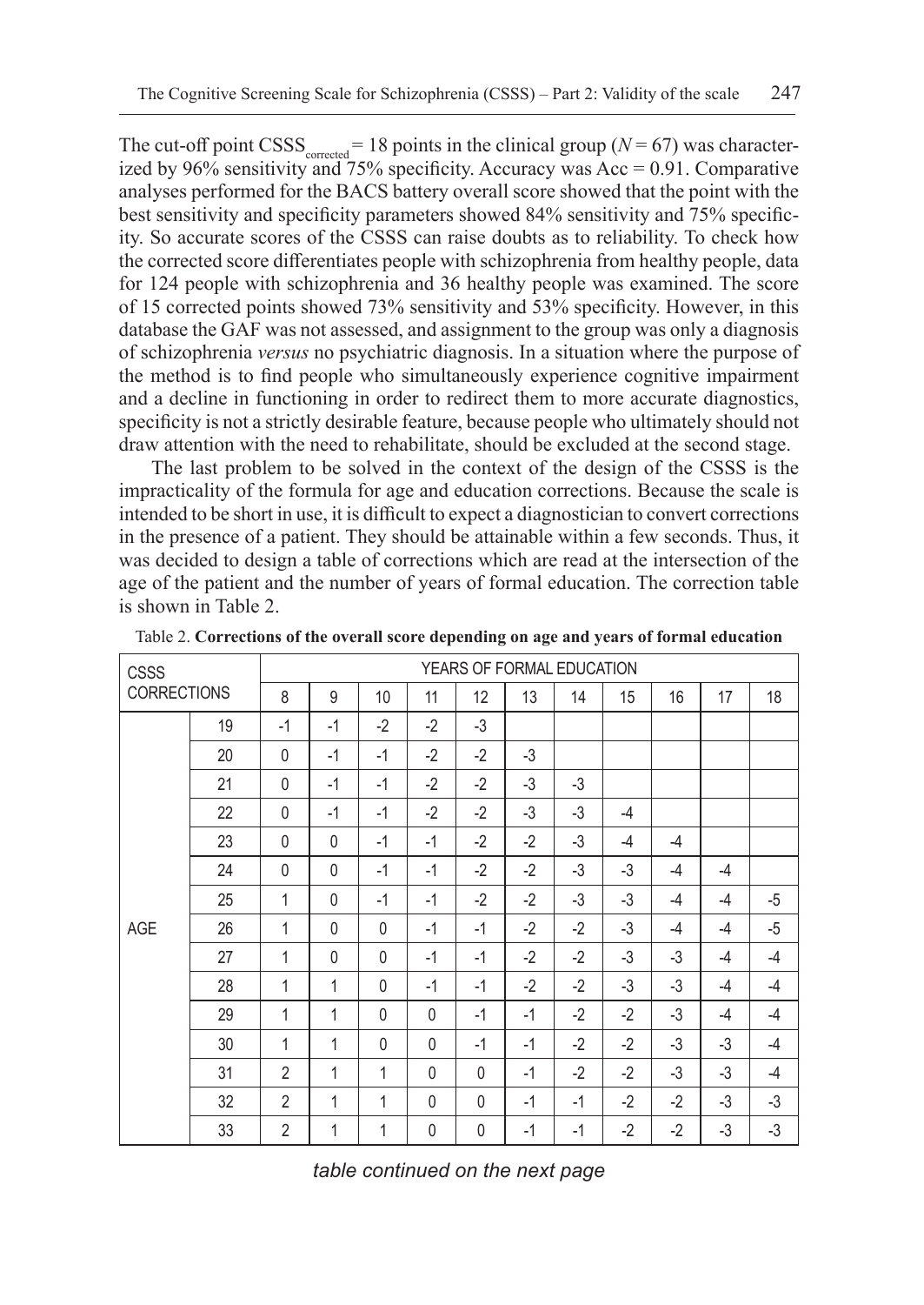The cut-off point $CSSS_{corrected} = 18$ points in the clinical group ($N = 67$) was characterized by 96% sensitivity and 75% specificity. Accuracy was Acc = 0.91. Comparative analyses performed for the BACS battery overall score showed that the point with the best sensitivity and specificity parameters showed 84% sensitivity and 75% specificity. So accurate scores of the CSSS can raise doubts as to reliability. To check how the corrected score differentiates people with schizophrenia from healthy people, data for 124 people with schizophrenia and 36 healthy people was examined. The score of 15 corrected points showed 73% sensitivity and 53% specificity. However, in this database the GAF was not assessed, and assignment to the group was only a diagnosis of schizophrenia *versus* no psychiatric diagnosis. In a situation where the purpose of the method is to find people who simultaneously experience cognitive impairment and a decline in functioning in order to redirect them to more accurate diagnostics, specificity is not a strictly desirable feature, because people who ultimately should not draw attention with the need to rehabilitate, should be excluded at the second stage.

The last problem to be solved in the context of the design of the CSSS is the impracticality of the formula for age and education corrections. Because the scale is intended to be short in use, it is difficult to expect a diagnostician to convert corrections in the presence of a patient. They should be attainable within a few seconds. Thus, it was decided to design a table of corrections which are read at the intersection of the age of the patient and the number of years of formal education. The correction table is shown in Table 2.

Table 2. **Corrections of the overall score depending on age and years of formal education**

| CSSS CORRECTIONS | | YEARS OF FORMAL EDUCATION | | | | | | | | | | |
|---|---|---|---|---|---|---|---|---|---|---|---|---|
| | | 8 | 9 | 10 | 11 | 12 | 13 | 14 | 15 | 16 | 17 | 18 |
| AGE | 19 | -1 | -1 | -2 | -2 | -3 | | | | | | |
| | 20 | 0 | -1 | -1 | -2 | -2 | -3 | | | | | |
| | 21 | 0 | -1 | -1 | -2 | -2 | -3 | -3 | | | | |
| | 22 | 0 | -1 | -1 | -2 | -2 | -3 | -3 | -4 | | | |
| | 23 | 0 | 0 | -1 | -1 | -2 | -2 | -3 | -4 | -4 | | |
| | 24 | 0 | 0 | -1 | -1 | -2 | -2 | -3 | -3 | -4 | -4 | |
| | 25 | 1 | 0 | -1 | -1 | -2 | -2 | -3 | -3 | -4 | -4 | -5 |
| | 26 | 1 | 0 | 0 | -1 | -1 | -2 | -2 | -3 | -4 | -4 | -5 |
| | 27 | 1 | 0 | 0 | -1 | -1 | -2 | -2 | -3 | -3 | -4 | -4 |
| | 28 | 1 | 1 | 0 | -1 | -1 | -2 | -2 | -3 | -3 | -4 | -4 |
| | 29 | 1 | 1 | 0 | 0 | -1 | -1 | -2 | -2 | -3 | -4 | -4 |
| | 30 | 1 | 1 | 0 | 0 | -1 | -1 | -2 | -2 | -3 | -3 | -4 |
| | 31 | 2 | 1 | 1 | 0 | 0 | -1 | -2 | -2 | -3 | -3 | -4 |
| | 32 | 2 | 1 | 1 | 0 | 0 | -1 | -1 | -2 | -2 | -3 | -3 |
| | 33 | 2 | 1 | 1 | 0 | 0 | -1 | -1 | -2 | -2 | -3 | -3 |

*table continued on the next page*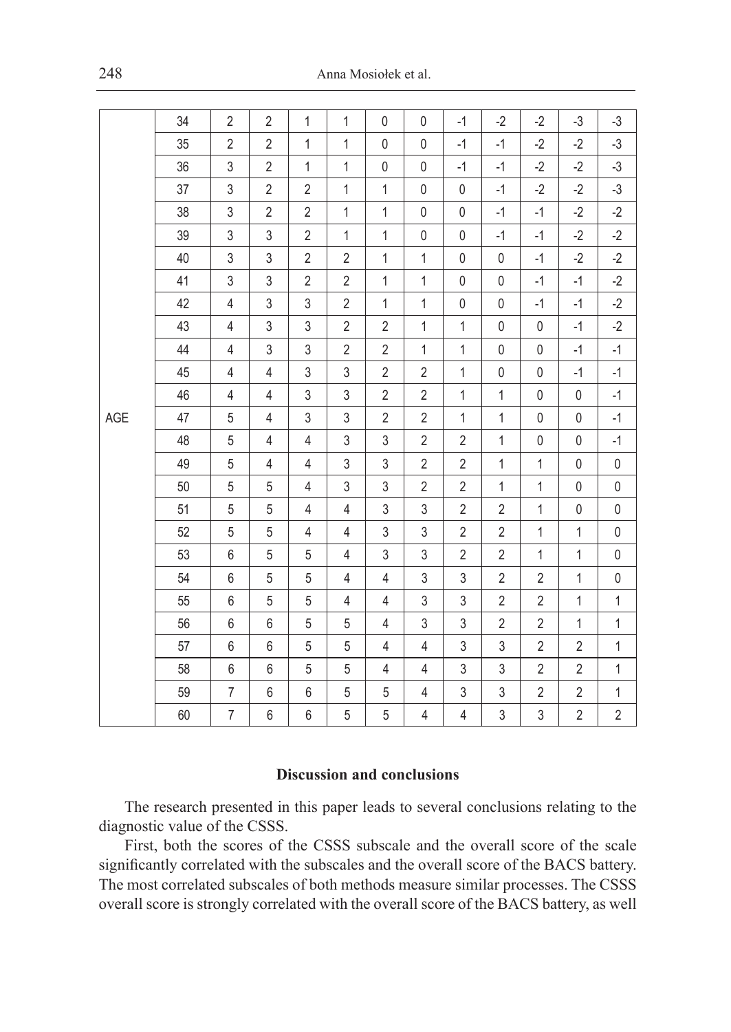|  |  |  |  |  |  |  |  |  |  |  |  |  |
|---|---|---|---|---|---|---|---|---|---|---|---|---|
| AGE | 34 | 2 | 2 | 1 | 1 | 0 | 0 | -1 | -2 | -2 | -3 | -3 |
|  | 35 | 2 | 2 | 1 | 1 | 0 | 0 | -1 | -1 | -2 | -2 | -3 |
|  | 36 | 3 | 2 | 1 | 1 | 0 | 0 | -1 | -1 | -2 | -2 | -3 |
|  | 37 | 3 | 2 | 2 | 1 | 1 | 0 | 0 | -1 | -2 | -2 | -3 |
|  | 38 | 3 | 2 | 2 | 1 | 1 | 0 | 0 | -1 | -1 | -2 | -2 |
|  | 39 | 3 | 3 | 2 | 1 | 1 | 0 | 0 | -1 | -1 | -2 | -2 |
|  | 40 | 3 | 3 | 2 | 2 | 1 | 1 | 0 | 0 | -1 | -2 | -2 |
|  | 41 | 3 | 3 | 2 | 2 | 1 | 1 | 0 | 0 | -1 | -1 | -2 |
|  | 42 | 4 | 3 | 3 | 2 | 1 | 1 | 0 | 0 | -1 | -1 | -2 |
|  | 43 | 4 | 3 | 3 | 2 | 2 | 1 | 1 | 0 | 0 | -1 | -2 |
|  | 44 | 4 | 3 | 3 | 2 | 2 | 1 | 1 | 0 | 0 | -1 | -1 |
|  | 45 | 4 | 4 | 3 | 3 | 2 | 2 | 1 | 0 | 0 | -1 | -1 |
|  | 46 | 4 | 4 | 3 | 3 | 2 | 2 | 1 | 1 | 0 | 0 | -1 |
|  | 47 | 5 | 4 | 3 | 3 | 2 | 2 | 1 | 1 | 0 | 0 | -1 |
|  | 48 | 5 | 4 | 4 | 3 | 3 | 2 | 2 | 1 | 0 | 0 | -1 |
|  | 49 | 5 | 4 | 4 | 3 | 3 | 2 | 2 | 1 | 1 | 0 | 0 |
|  | 50 | 5 | 5 | 4 | 3 | 3 | 2 | 2 | 1 | 1 | 0 | 0 |
|  | 51 | 5 | 5 | 4 | 4 | 3 | 3 | 2 | 2 | 1 | 0 | 0 |
|  | 52 | 5 | 5 | 4 | 4 | 3 | 3 | 2 | 2 | 1 | 1 | 0 |
|  | 53 | 6 | 5 | 5 | 4 | 3 | 3 | 2 | 2 | 1 | 1 | 0 |
|  | 54 | 6 | 5 | 5 | 4 | 4 | 3 | 3 | 2 | 2 | 1 | 0 |
|  | 55 | 6 | 5 | 5 | 4 | 4 | 3 | 3 | 2 | 2 | 1 | 1 |
|  | 56 | 6 | 6 | 5 | 5 | 4 | 3 | 3 | 2 | 2 | 1 | 1 |
|  | 57 | 6 | 6 | 5 | 5 | 4 | 4 | 3 | 3 | 2 | 2 | 1 |
|  | 58 | 6 | 6 | 5 | 5 | 4 | 4 | 3 | 3 | 2 | 2 | 1 |
|  | 59 | 7 | 6 | 6 | 5 | 5 | 4 | 3 | 3 | 2 | 2 | 1 |
|  | 60 | 7 | 6 | 6 | 5 | 5 | 4 | 4 | 3 | 3 | 2 | 2 |

## Discussion and conclusions

The research presented in this paper leads to several conclusions relating to the diagnostic value of the CSSS.

First, both the scores of the CSSS subscale and the overall score of the scale significantly correlated with the subscales and the overall score of the BACS battery. The most correlated subscales of both methods measure similar processes. The CSSS overall score is strongly correlated with the overall score of the BACS battery, as well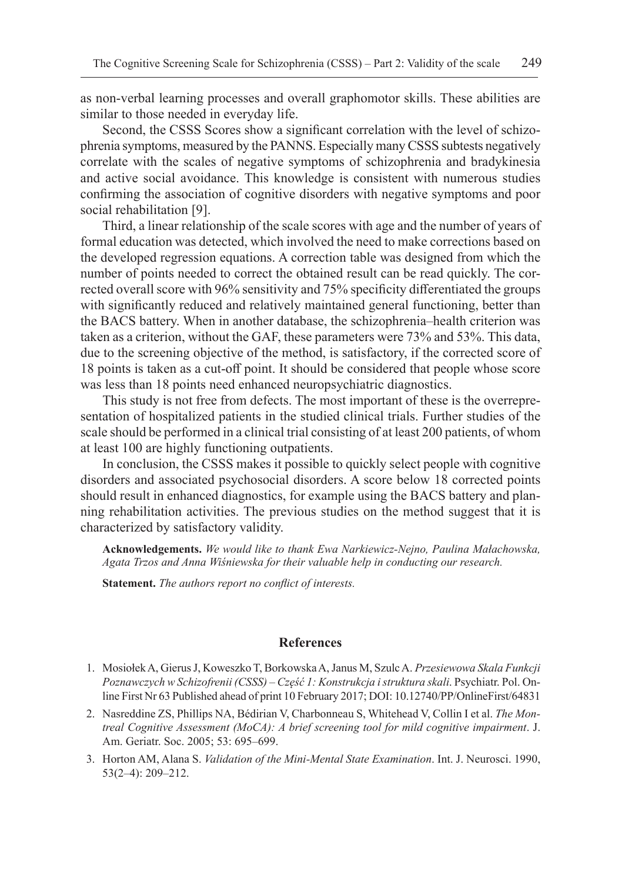as non-verbal learning processes and overall graphomotor skills. These abilities are similar to those needed in everyday life.

Second, the CSSS Scores show a significant correlation with the level of schizophrenia symptoms, measured by the PANNS. Especially many CSSS subtests negatively correlate with the scales of negative symptoms of schizophrenia and bradykinesia and active social avoidance. This knowledge is consistent with numerous studies confirming the association of cognitive disorders with negative symptoms and poor social rehabilitation [9].

Third, a linear relationship of the scale scores with age and the number of years of formal education was detected, which involved the need to make corrections based on the developed regression equations. A correction table was designed from which the number of points needed to correct the obtained result can be read quickly. The corrected overall score with 96% sensitivity and 75% specificity differentiated the groups with significantly reduced and relatively maintained general functioning, better than the BACS battery. When in another database, the schizophrenia–health criterion was taken as a criterion, without the GAF, these parameters were 73% and 53%. This data, due to the screening objective of the method, is satisfactory, if the corrected score of 18 points is taken as a cut-off point. It should be considered that people whose score was less than 18 points need enhanced neuropsychiatric diagnostics.

This study is not free from defects. The most important of these is the overrepresentation of hospitalized patients in the studied clinical trials. Further studies of the scale should be performed in a clinical trial consisting of at least 200 patients, of whom at least 100 are highly functioning outpatients.

In conclusion, the CSSS makes it possible to quickly select people with cognitive disorders and associated psychosocial disorders. A score below 18 corrected points should result in enhanced diagnostics, for example using the BACS battery and planning rehabilitation activities. The previous studies on the method suggest that it is characterized by satisfactory validity.

**Acknowledgements.** *We would like to thank Ewa Narkiewicz-Nejno, Paulina Małachowska, Agata Trzos and Anna Wiśniewska for their valuable help in conducting our research.*

**Statement.** *The authors report no conflict of interests.*

## References

1. Mosiołek A, Gierus J, Koweszko T, Borkowska A, Janus M, Szulc A. *Przesiewowa Skala Funkcji Poznawczych w Schizofrenii (CSSS) – Część 1: Konstrukcja i struktura skali*. Psychiatr. Pol. Online First Nr 63 Published ahead of print 10 February 2017; DOI: 10.12740/PP/OnlineFirst/64831
2. Nasreddine ZS, Phillips NA, Bédirian V, Charbonneau S, Whitehead V, Collin I et al. *The Montreal Cognitive Assessment (MoCA): A brief screening tool for mild cognitive impairment*. J. Am. Geriatr. Soc. 2005; 53: 695–699.
3. Horton AM, Alana S. *Validation of the Mini-Mental State Examination*. Int. J. Neurosci. 1990, 53(2–4): 209–212.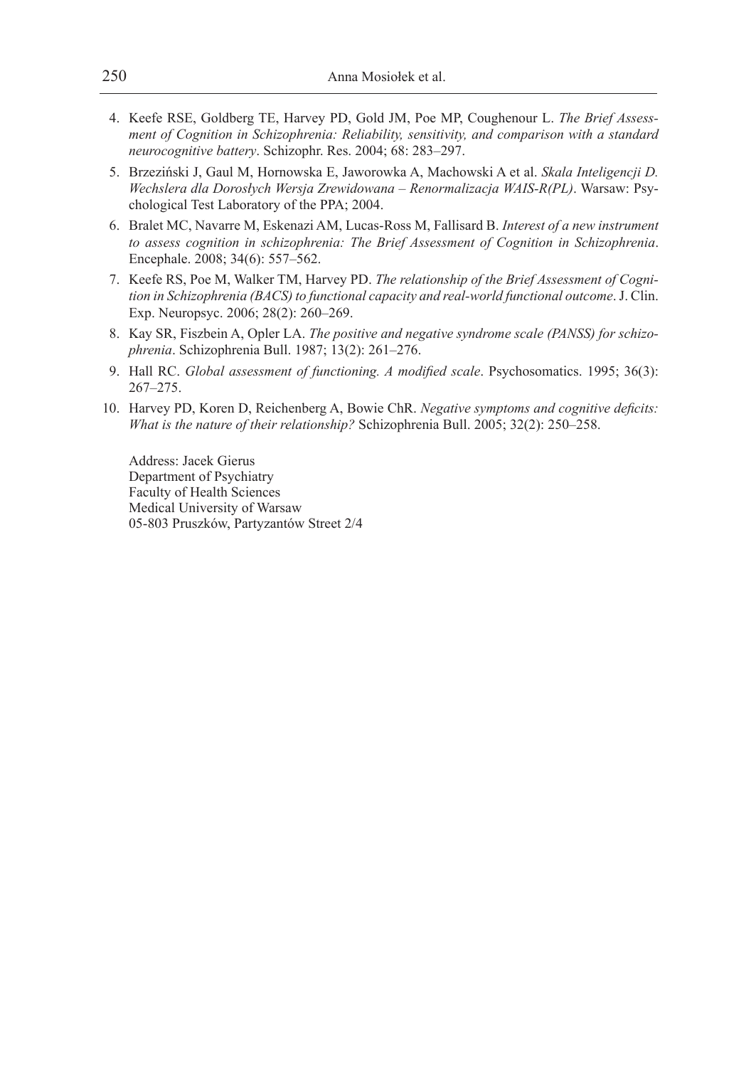4. Keefe RSE, Goldberg TE, Harvey PD, Gold JM, Poe MP, Coughenour L. *The Brief Assessment of Cognition in Schizophrenia: Reliability, sensitivity, and comparison with a standard neurocognitive battery*. Schizophr. Res. 2004; 68: 283–297.
5. Brzeziński J, Gaul M, Hornowska E, Jaworowka A, Machowski A et al. *Skala Inteligencji D. Wechslera dla Dorosłych Wersja Zrewidowana – Renormalizacja WAIS-R(PL)*. Warsaw: Psychological Test Laboratory of the PPA; 2004.
6. Bralet MC, Navarre M, Eskenazi AM, Lucas-Ross M, Fallisard B. *Interest of a new instrument to assess cognition in schizophrenia: The Brief Assessment of Cognition in Schizophrenia*. Encephale. 2008; 34(6): 557–562.
7. Keefe RS, Poe M, Walker TM, Harvey PD. *The relationship of the Brief Assessment of Cognition in Schizophrenia (BACS) to functional capacity and real-world functional outcome*. J. Clin. Exp. Neuropsyc. 2006; 28(2): 260–269.
8. Kay SR, Fiszbein A, Opler LA. *The positive and negative syndrome scale (PANSS) for schizophrenia*. Schizophrenia Bull. 1987; 13(2): 261–276.
9. Hall RC. *Global assessment of functioning. A modified scale*. Psychosomatics. 1995; 36(3): 267–275.
10. Harvey PD, Koren D, Reichenberg A, Bowie ChR. *Negative symptoms and cognitive deficits: What is the nature of their relationship?* Schizophrenia Bull. 2005; 32(2): 250–258.

Address: Jacek Gierus
Department of Psychiatry
Faculty of Health Sciences
Medical University of Warsaw
05-803 Pruszków, Partyzantów Street 2/4